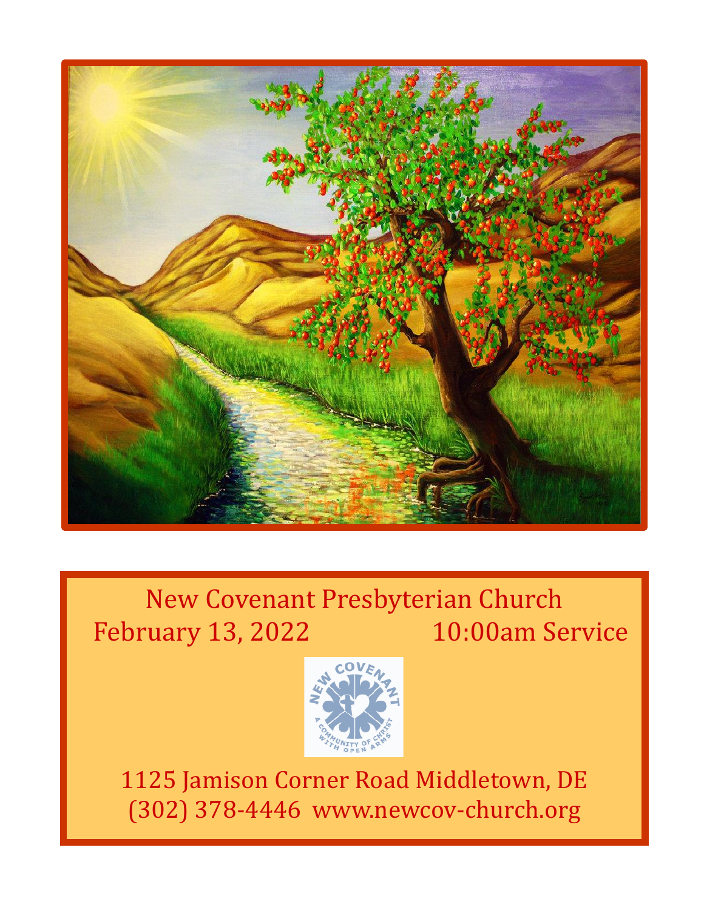New Covenant Presbyterian Church

February 13, 2022 10:00am Service

1125 Jamison Corner Road Middletown, DE

(302) 378-4446 www.newcov-church.org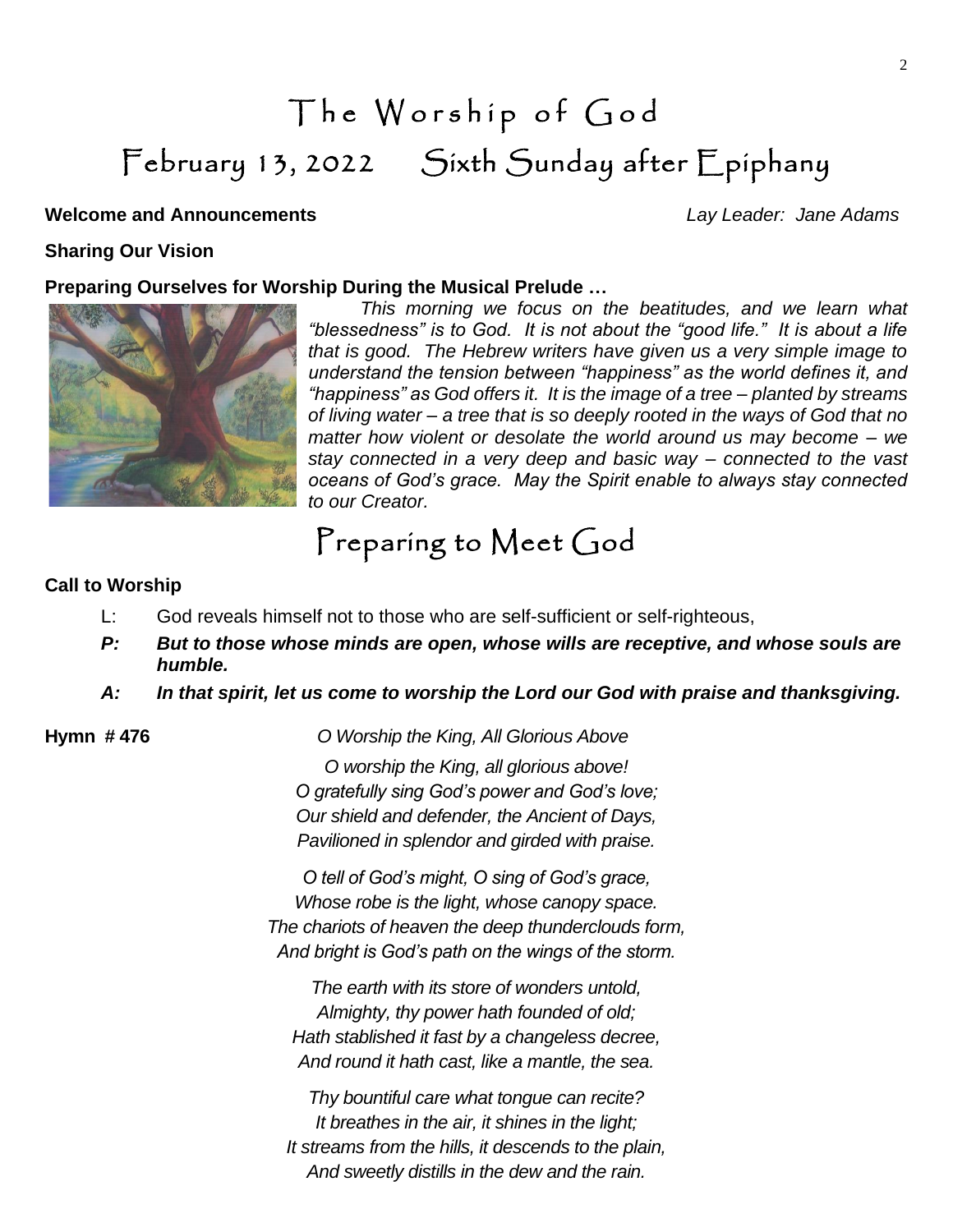# The Worship of God

## February 13, 2022 Sixth Sunday after Epiphany

**Welcome and Announcements** *Lay Leader: Jane Adams*

**Sharing Our Vision**

**Preparing Ourselves for Worship During the Musical Prelude …**

*This morning we focus on the beatitudes, and we learn what "blessedness" is to God. It is not about the "good life." It is about a life that is good. The Hebrew writers have given us a very simple image to understand the tension between "happiness" as the world defines it, and "happiness" as God offers it. It is the image of a tree – planted by streams of living water – a tree that is so deeply rooted in the ways of God that no matter how violent or desolate the world around us may become – we stay connected in a very deep and basic way – connected to the vast oceans of God's grace. May the Spirit enable to always stay connected to our Creator.*

## Preparing to Meet God

**Call to Worship**

L: God reveals himself not to those who are self-sufficient or self-righteous,

***P: But to those whose minds are open, whose wills are receptive, and whose souls are humble.***

***A: In that spirit, let us come to worship the Lord our God with praise and thanksgiving.***

**Hymn # 476** *O Worship the King, All Glorious Above*

*O worship the King, all glorious above!*
*O gratefully sing God's power and God's love;*
*Our shield and defender, the Ancient of Days,*
*Pavilioned in splendor and girded with praise.*

*O tell of God's might, O sing of God's grace,*
*Whose robe is the light, whose canopy space.*
*The chariots of heaven the deep thunderclouds form,*
*And bright is God's path on the wings of the storm.*

*The earth with its store of wonders untold,*
*Almighty, thy power hath founded of old;*
*Hath stablished it fast by a changeless decree,*
*And round it hath cast, like a mantle, the sea.*

*Thy bountiful care what tongue can recite?*
*It breathes in the air, it shines in the light;*
*It streams from the hills, it descends to the plain,*
*And sweetly distills in the dew and the rain.*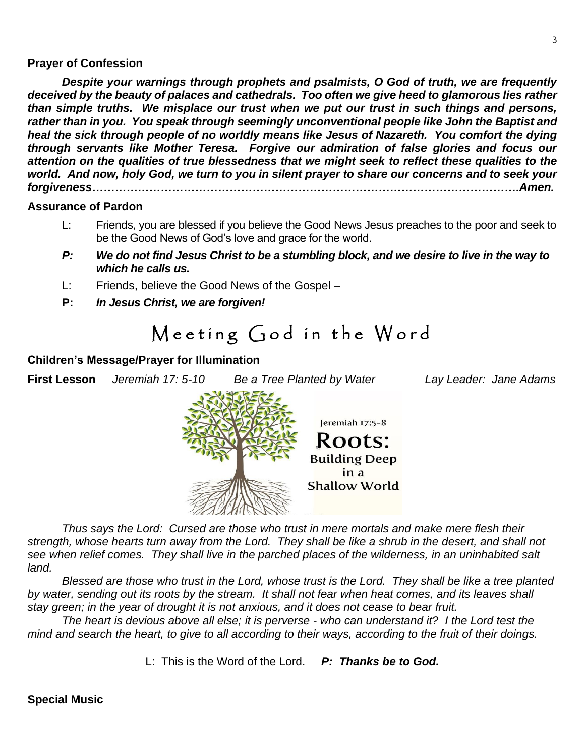**Prayer of Confession**

***Despite your warnings through prophets and psalmists, O God of truth, we are frequently deceived by the beauty of palaces and cathedrals. Too often we give heed to glamorous lies rather than simple truths. We misplace our trust when we put our trust in such things and persons, rather than in you. You speak through seemingly unconventional people like John the Baptist and heal the sick through people of no worldly means like Jesus of Nazareth. You comfort the dying through servants like Mother Teresa. Forgive our admiration of false glories and focus our attention on the qualities of true blessedness that we might seek to reflect these qualities to the world. And now, holy God, we turn to you in silent prayer to share our concerns and to seek your forgiveness…………………………………………………………………………………………….Amen.***

**Assurance of Pardon**

L: Friends, you are blessed if you believe the Good News Jesus preaches to the poor and seek to be the Good News of God's love and grace for the world.

***P: We do not find Jesus Christ to be a stumbling block, and we desire to live in the way to which he calls us.***

L: Friends, believe the Good News of the Gospel –

**P:** ***In Jesus Christ, we are forgiven!***

# Meeting God in the Word

**Children's Message/Prayer for Illumination**

**First Lesson** *Jeremiah 17: 5-10* *Be a Tree Planted by Water* *Lay Leader: Jane Adams*

*Thus says the Lord: Cursed are those who trust in mere mortals and make mere flesh their strength, whose hearts turn away from the Lord. They shall be like a shrub in the desert, and shall not see when relief comes. They shall live in the parched places of the wilderness, in an uninhabited salt land.*

*Blessed are those who trust in the Lord, whose trust is the Lord. They shall be like a tree planted by water, sending out its roots by the stream. It shall not fear when heat comes, and its leaves shall stay green; in the year of drought it is not anxious, and it does not cease to bear fruit.*

*The heart is devious above all else; it is perverse - who can understand it? I the Lord test the mind and search the heart, to give to all according to their ways, according to the fruit of their doings.*

L: This is the Word of the Lord. ***P: Thanks be to God.***

**Special Music**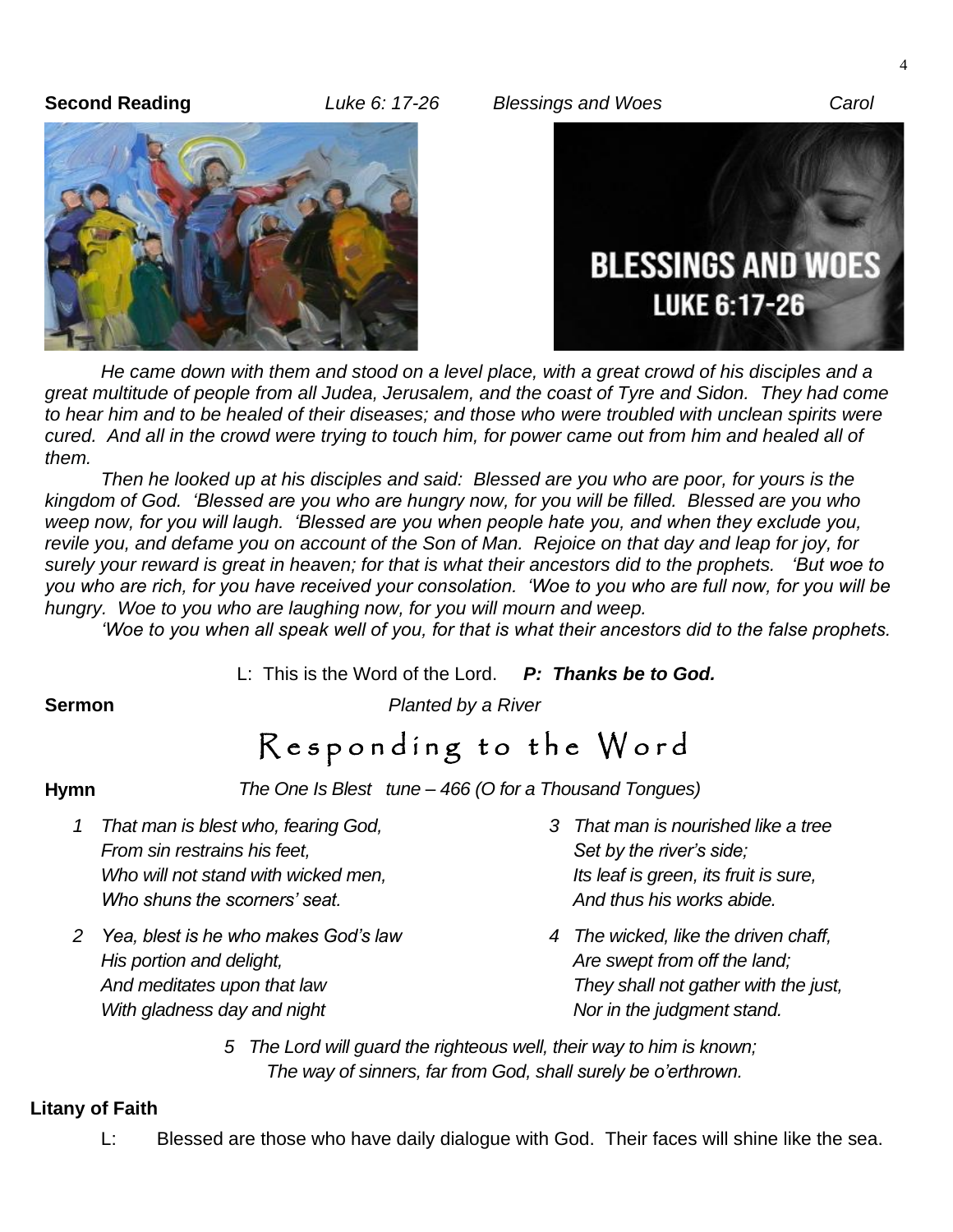**Second Reading** *Luke 6: 17-26* *Blessings and Woes* *Carol*

*He came down with them and stood on a level place, with a great crowd of his disciples and a great multitude of people from all Judea, Jerusalem, and the coast of Tyre and Sidon. They had come to hear him and to be healed of their diseases; and those who were troubled with unclean spirits were cured. And all in the crowd were trying to touch him, for power came out from him and healed all of them.*

*Then he looked up at his disciples and said: Blessed are you who are poor, for yours is the kingdom of God. 'Blessed are you who are hungry now, for you will be filled. Blessed are you who weep now, for you will laugh. 'Blessed are you when people hate you, and when they exclude you, revile you, and defame you on account of the Son of Man. Rejoice on that day and leap for joy, for surely your reward is great in heaven; for that is what their ancestors did to the prophets. 'But woe to you who are rich, for you have received your consolation. 'Woe to you who are full now, for you will be hungry. Woe to you who are laughing now, for you will mourn and weep.*

*'Woe to you when all speak well of you, for that is what their ancestors did to the false prophets.*

L: This is the Word of the Lord. ***P: Thanks be to God.***

**Sermon** *Planted by a River*

# Responding to the Word

**Hymn** *The One Is Blest tune – 466 (O for a Thousand Tongues)*

1 *That man is blest who, fearing God,*
*From sin restrains his feet,*
*Who will not stand with wicked men,*
*Who shuns the scorners' seat.*

2 *Yea, blest is he who makes God's law*
*His portion and delight,*
*And meditates upon that law*
*With gladness day and night*

3 *That man is nourished like a tree*
*Set by the river's side;*
*Its leaf is green, its fruit is sure,*
*And thus his works abide.*

4 *The wicked, like the driven chaff,*
*Are swept from off the land;*
*They shall not gather with the just,*
*Nor in the judgment stand.*

5 *The Lord will guard the righteous well, their way to him is known;*
*The way of sinners, far from God, shall surely be o'erthrown.*

**Litany of Faith**

L: Blessed are those who have daily dialogue with God. Their faces will shine like the sea.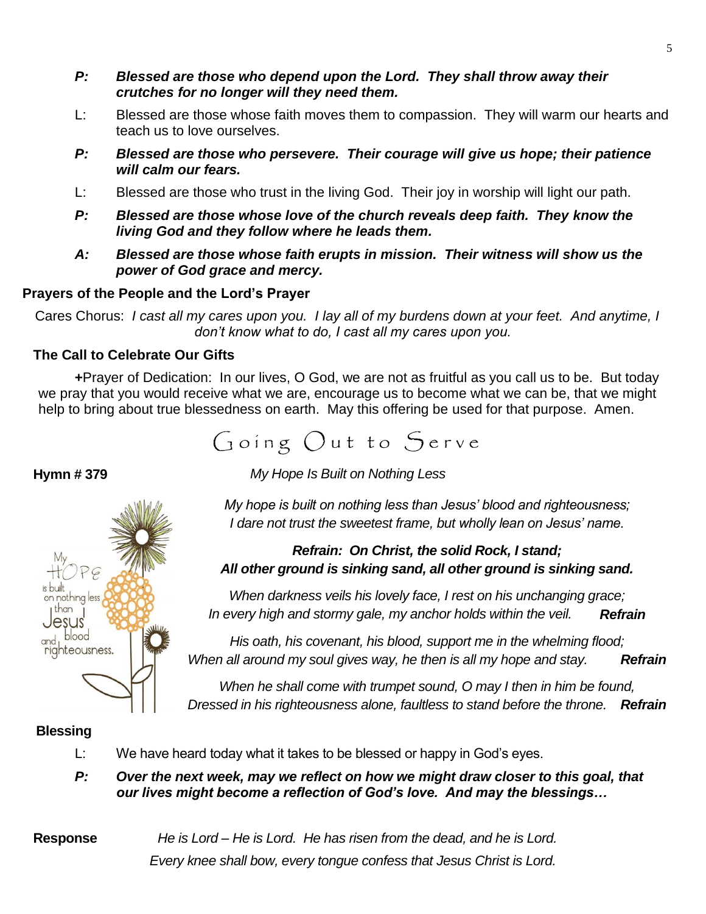***P:*** ***Blessed are those who depend upon the Lord. They shall throw away their crutches for no longer will they need them.***

L: Blessed are those whose faith moves them to compassion. They will warm our hearts and teach us to love ourselves.

***P:*** ***Blessed are those who persevere. Their courage will give us hope; their patience will calm our fears.***

L: Blessed are those who trust in the living God. Their joy in worship will light our path.

***P:*** ***Blessed are those whose love of the church reveals deep faith. They know the living God and they follow where he leads them.***

***A:*** ***Blessed are those whose faith erupts in mission. Their witness will show us the power of God grace and mercy.***

**Prayers of the People and the Lord's Prayer**

Cares Chorus: *I cast all my cares upon you. I lay all of my burdens down at your feet. And anytime, I don't know what to do, I cast all my cares upon you.*

**The Call to Celebrate Our Gifts**

**+**Prayer of Dedication: In our lives, O God, we are not as fruitful as you call us to be. But today we pray that you would receive what we are, encourage us to become what we can be, that we might help to bring about true blessedness on earth. May this offering be used for that purpose. Amen.

## Going Out to Serve

**Hymn # 379** *My Hope Is Built on Nothing Less*

*My hope is built on nothing less than Jesus' blood and righteousness;*
*I dare not trust the sweetest frame, but wholly lean on Jesus' name.*

***Refrain: On Christ, the solid Rock, I stand;***
***All other ground is sinking sand, all other ground is sinking sand.***

*When darkness veils his lovely face, I rest on his unchanging grace;*
*In every high and stormy gale, my anchor holds within the veil.* ***Refrain***

*His oath, his covenant, his blood, support me in the whelming flood;*
*When all around my soul gives way, he then is all my hope and stay.* ***Refrain***

*When he shall come with trumpet sound, O may I then in him be found,*
*Dressed in his righteousness alone, faultless to stand before the throne.* ***Refrain***

**Blessing**

L: We have heard today what it takes to be blessed or happy in God's eyes.

***P:*** ***Over the next week, may we reflect on how we might draw closer to this goal, that our lives might become a reflection of God's love. And may the blessings…***

**Response** *He is Lord – He is Lord. He has risen from the dead, and he is Lord.*
*Every knee shall bow, every tongue confess that Jesus Christ is Lord.*